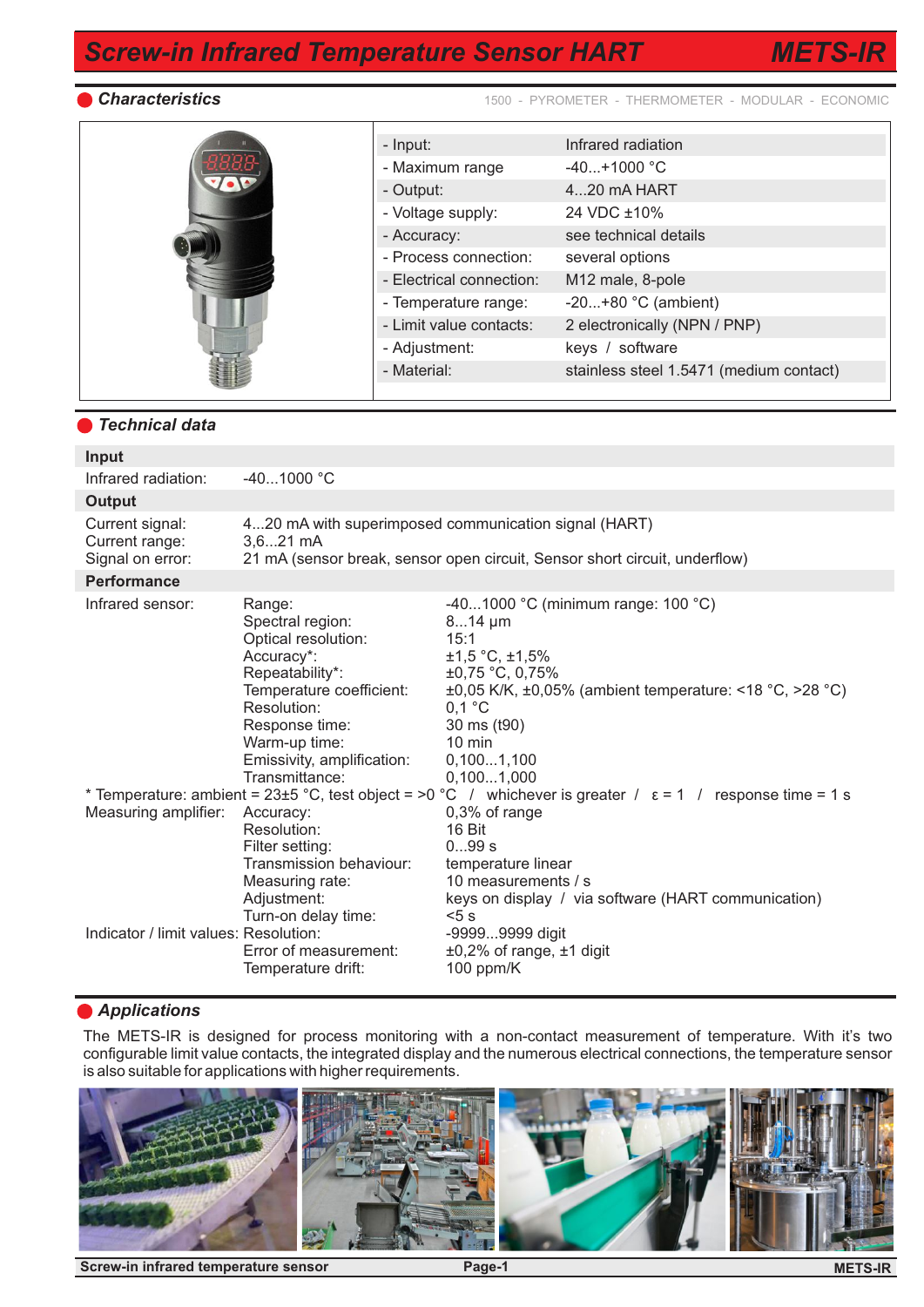# Screw-in Infrared Temperature Sensor HART — METS-IR

## Characteristics

1500 - PYROMETER - THERMOMETER - MODULAR - ECONOMIC

| | |
|---|---|
| - Input: | Infrared radiation |
| - Maximum range | -40...+1000 °C |
| - Output: | 4...20 mA HART |
| - Voltage supply: | 24 VDC ±10% |
| - Accuracy: | see technical details |
| - Process connection: | several options |
| - Electrical connection: | M12 male, 8-pole |
| - Temperature range: | -20...+80 °C (ambient) |
| - Limit value contacts: | 2 electronically (NPN / PNP) |
| - Adjustment: | keys / software |
| - Material: | stainless steel 1.5471 (medium contact) |

## Technical data

**Input**

| | | |
|---|---|---|
| Infrared radiation: | -40...1000 °C | |

**Output**

| | | |
|---|---|---|
| Current signal: | 4...20 mA with superimposed communication signal (HART) | |
| Current range: | 3,6...21 mA | |
| Signal on error: | 21 mA (sensor break, sensor open circuit, Sensor short circuit, underflow) | |

**Performance**

| | | |
|---|---|---|
| Infrared sensor: | Range: | -40...1000 °C (minimum range: 100 °C) |
| | Spectral region: | 8...14 µm |
| | Optical resolution: | 15:1 |
| | Accuracy*: | ±1,5 °C, ±1,5% |
| | Repeatability*: | ±0,75 °C, 0,75% |
| | Temperature coefficient: | ±0,05 K/K, ±0,05% (ambient temperature: <18 °C, >28 °C) |
| | Resolution: | 0,1 °C |
| | Response time: | 30 ms (t90) |
| | Warm-up time: | 10 min |
| | Emissivity, amplification: | 0,100...1,100 |
| | Transmittance: | 0,100...1,000 |

\* Temperature: ambient = 23±5 °C, test object = >0 °C / whichever is greater / ε = 1 / response time = 1 s

| | | |
|---|---|---|
| Measuring amplifier: | Accuracy: | 0,3% of range |
| | Resolution: | 16 Bit |
| | Filter setting: | 0...99 s |
| | Transmission behaviour: | temperature linear |
| | Measuring rate: | 10 measurements / s |
| | Adjustment: | keys on display / via software (HART communication) |
| | Turn-on delay time: | <5 s |
| Indicator / limit values: | Resolution: | -9999...9999 digit |
| | Error of measurement: | ±0,2% of range, ±1 digit |
| | Temperature drift: | 100 ppm/K |

## Applications

The METS-IR is designed for process monitoring with a non-contact measurement of temperature. With it's two configurable limit value contacts, the integrated display and the numerous electrical connections, the temperature sensor is also suitable for applications with higher requirements.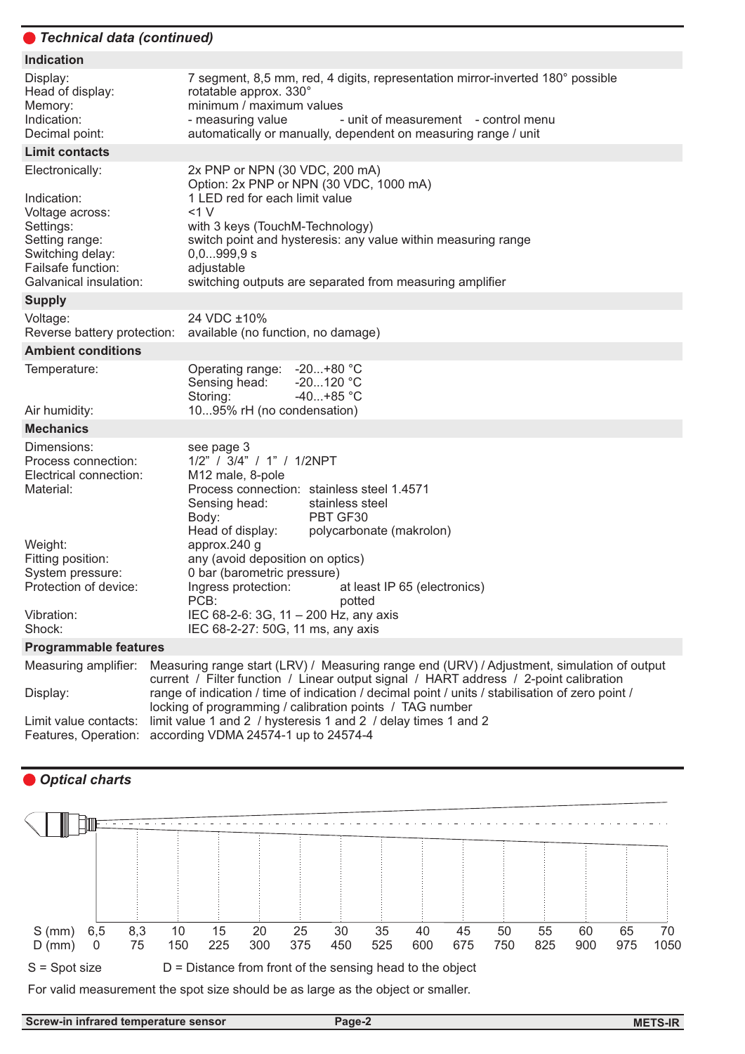## Technical data (continued)

| **Indication** | |
|---|---|
| Display: | 7 segment, 8,5 mm, red, 4 digits, representation mirror-inverted 180° possible |
| Head of display: | rotatable approx. 330° |
| Memory: | minimum / maximum values |
| Indication: | - measuring value - unit of measurement - control menu |
| Decimal point: | automatically or manually, dependent on measuring range / unit |
| **Limit contacts** | |
| Electronically: | 2x PNP or NPN (30 VDC, 200 mA)<br>Option: 2x PNP or NPN (30 VDC, 1000 mA) |
| Indication: | 1 LED red for each limit value |
| Voltage across: | <1 V |
| Settings: | with 3 keys (TouchM-Technology) |
| Setting range: | switch point and hysteresis: any value within measuring range |
| Switching delay: | 0,0...999,9 s |
| Failsafe function: | adjustable |
| Galvanical insulation: | switching outputs are separated from measuring amplifier |
| **Supply** | |
| Voltage: | 24 VDC ±10% |
| Reverse battery protection: | available (no function, no damage) |
| **Ambient conditions** | |
| Temperature: | Operating range: -20...+80 °C<br>Sensing head: -20...120 °C<br>Storing: -40...+85 °C |
| Air humidity: | 10...95% rH (no condensation) |
| **Mechanics** | |
| Dimensions: | see page 3 |
| Process connection: | 1/2" / 3/4" / 1" / 1/2NPT |
| Electrical connection: | M12 male, 8-pole |
| Material: | Process connection: stainless steel 1.4571<br>Sensing head: stainless steel<br>Body: PBT GF30<br>Head of display: polycarbonate (makrolon) |
| Weight: | approx.240 g |
| Fitting position: | any (avoid deposition on optics) |
| System pressure: | 0 bar (barometric pressure) |
| Protection of device: | Ingress protection: at least IP 65 (electronics)<br>PCB: potted |
| Vibration: | IEC 68-2-6: 3G, 11 – 200 Hz, any axis |
| Shock: | IEC 68-2-27: 50G, 11 ms, any axis |
| **Programmable features** | |
| Measuring amplifier: | Measuring range start (LRV) / Measuring range end (URV) / Adjustment, simulation of output current / Filter function / Linear output signal / HART address / 2-point calibration |
| Display: | range of indication / time of indication / decimal point / units / stabilisation of zero point / locking of programming / calibration points / TAG number |
| Limit value contacts: | limit value 1 and 2 / hysteresis 1 and 2 / delay times 1 and 2 |
| Features, Operation: | according VDMA 24574-1 up to 24574-4 |

## Optical charts

| S (mm) | 6,5 | 8,3 | 10 | 15 | 20 | 25 | 30 | 35 | 40 | 45 | 50 | 55 | 60 | 65 | 70 |
|---|---|---|---|---|---|---|---|---|---|---|---|---|---|---|---|
| D (mm) | 0 | 75 | 150 | 225 | 300 | 375 | 450 | 525 | 600 | 675 | 750 | 825 | 900 | 975 | 1050 |

S = Spot size D = Distance from front of the sensing head to the object

For valid measurement the spot size should be as large as the object or smaller.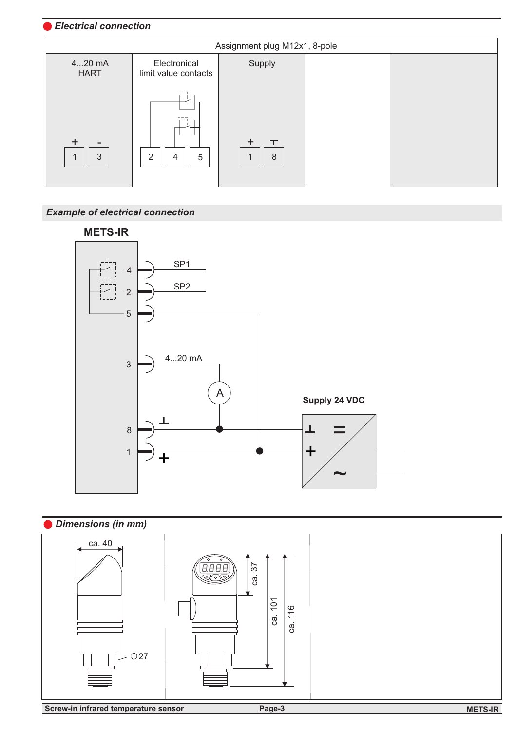## Electrical connection

| Assignment plug M12x1, 8-pole | | | | |
|---|---|---|---|---|
| 4...20 mA HART | Electronical limit value contacts | Supply | | |
| + - | | + ⊤ | | |
| 1 3 | 2 4 5 | 1 8 | | |

## Example of electrical connection

**METS-IR**

4, 2, 5, 3, 8, 1

SP1

SP2

4...20 mA

A

**Supply 24 VDC**

## Dimensions (in mm)

ca. 40

⬡27

ca. 37

ca. 101

ca. 116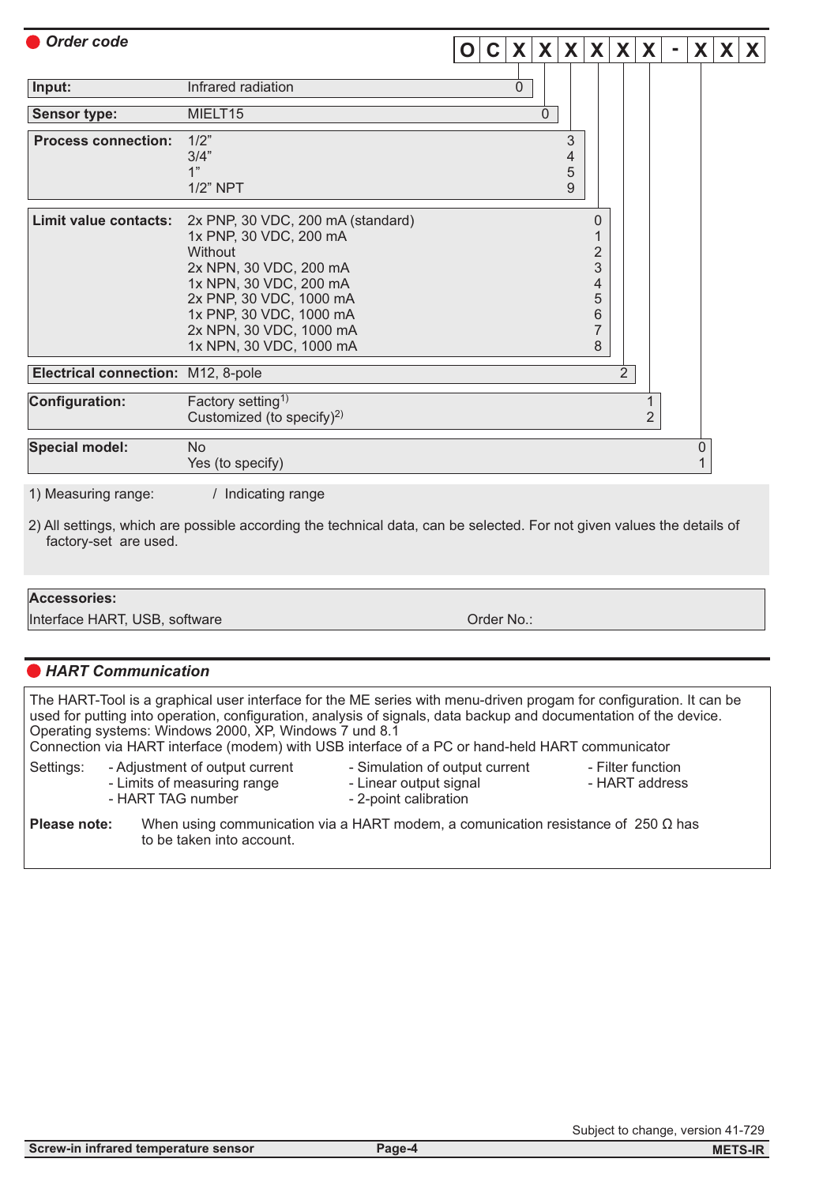## Order code

**O C X X X X X X - X X X**

| | | |
|---|---|---|
| **Input:** | Infrared radiation | 0 |
| **Sensor type:** | MIELT15 | 0 |
| **Process connection:** | 1/2" | 3 |
| | 3/4" | 4 |
| | 1" | 5 |
| | 1/2" NPT | 9 |
| **Limit value contacts:** | 2x PNP, 30 VDC, 200 mA (standard) | 0 |
| | 1x PNP, 30 VDC, 200 mA | 1 |
| | Without | 2 |
| | 2x NPN, 30 VDC, 200 mA | 3 |
| | 1x NPN, 30 VDC, 200 mA | 4 |
| | 2x PNP, 30 VDC, 1000 mA | 5 |
| | 1x PNP, 30 VDC, 1000 mA | 6 |
| | 2x NPN, 30 VDC, 1000 mA | 7 |
| | 1x NPN, 30 VDC, 1000 mA | 8 |
| **Electrical connection:** | M12, 8-pole | 2 |
| **Configuration:** | Factory setting[1] | 1 |
| | Customized (to specify)[2] | 2 |
| **Special model:** | No | 0 |
| | Yes (to specify) | 1 |

1) Measuring range: / Indicating range

2) All settings, which are possible according the technical data, can be selected. For not given values the details of factory-set are used.

| | |
|---|---|
| **Accessories:** | |
| Interface HART, USB, software | Order No.: |

## HART Communication

The HART-Tool is a graphical user interface for the ME series with menu-driven progam for configuration. It can be used for putting into operation, configuration, analysis of signals, data backup and documentation of the device.
Operating systems: Windows 2000, XP, Windows 7 und 8.1
Connection via HART interface (modem) with USB interface of a PC or hand-held HART communicator

Settings:
- Adjustment of output current
- Limits of measuring range
- HART TAG number
- Simulation of output current
- Linear output signal
- 2-point calibration
- Filter function
- HART address

**Please note:** When using communication via a HART modem, a comunication resistance of 250 Ω has to be taken into account.

Subject to change, version 41-729